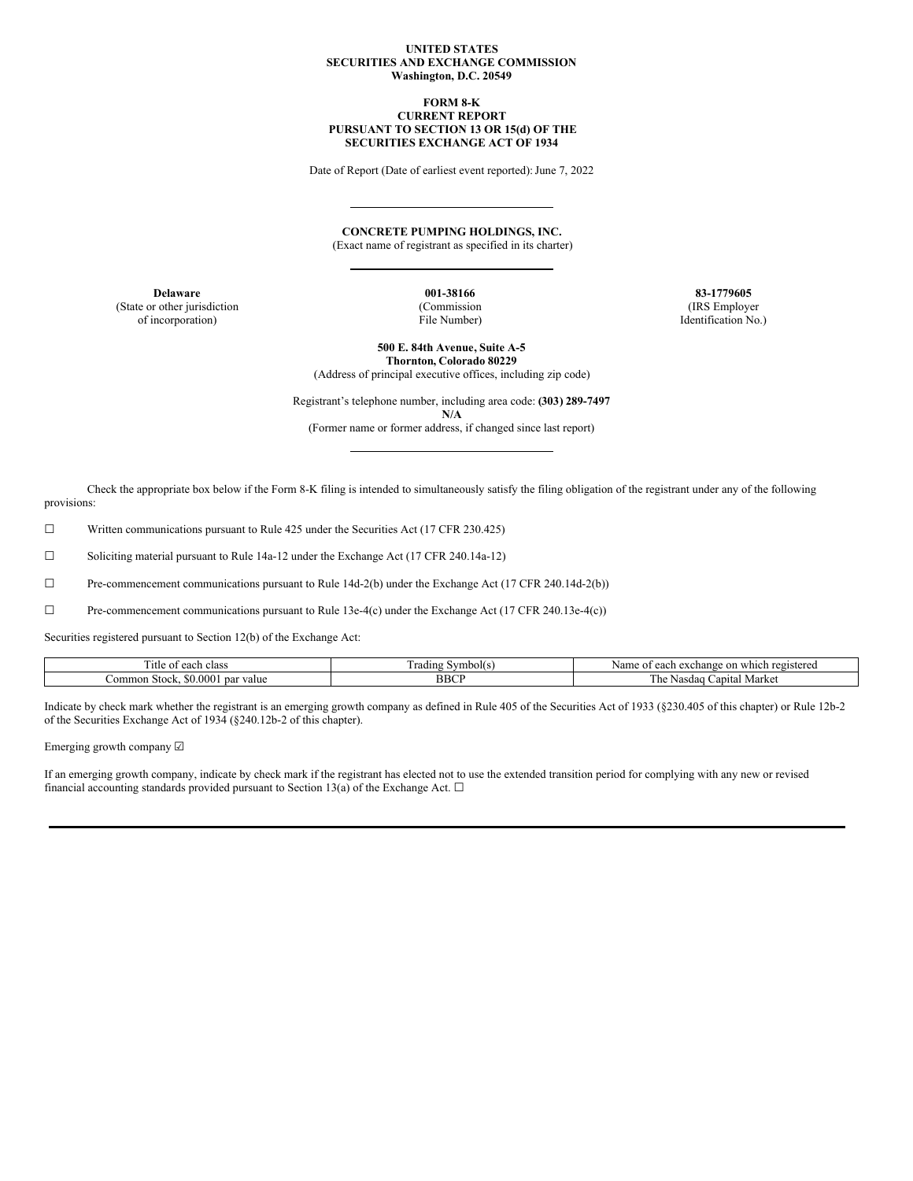**UNITED STATES**
**SECURITIES AND EXCHANGE COMMISSION**
**Washington, D.C. 20549**

**FORM 8-K**
**CURRENT REPORT**
**PURSUANT TO SECTION 13 OR 15(d) OF THE**
**SECURITIES EXCHANGE ACT OF 1934**

Date of Report (Date of earliest event reported): June 7, 2022

---

**CONCRETE PUMPING HOLDINGS, INC.**
(Exact name of registrant as specified in its charter)

---

| **Delaware** | **001-38166** | **83-1779605** |
|---|---|---|
| (State or other jurisdiction of incorporation) | (Commission File Number) | (IRS Employer Identification No.) |

**500 E. 84th Avenue, Suite A-5**
**Thornton, Colorado 80229**
(Address of principal executive offices, including zip code)

Registrant's telephone number, including area code: **(303) 289-7497**
**N/A**
(Former name or former address, if changed since last report)

---

Check the appropriate box below if the Form 8-K filing is intended to simultaneously satisfy the filing obligation of the registrant under any of the following provisions:

☐ Written communications pursuant to Rule 425 under the Securities Act (17 CFR 230.425)

☐ Soliciting material pursuant to Rule 14a-12 under the Exchange Act (17 CFR 240.14a-12)

☐ Pre-commencement communications pursuant to Rule 14d-2(b) under the Exchange Act (17 CFR 240.14d-2(b))

☐ Pre-commencement communications pursuant to Rule 13e-4(c) under the Exchange Act (17 CFR 240.13e-4(c))

Securities registered pursuant to Section 12(b) of the Exchange Act:

| Title of each class | Trading Symbol(s) | Name of each exchange on which registered |
|---|---|---|
| Common Stock, $0.0001 par value | BBCP | The Nasdaq Capital Market |

Indicate by check mark whether the registrant is an emerging growth company as defined in Rule 405 of the Securities Act of 1933 (§230.405 of this chapter) or Rule 12b-2 of the Securities Exchange Act of 1934 (§240.12b-2 of this chapter).

Emerging growth company ☑

If an emerging growth company, indicate by check mark if the registrant has elected not to use the extended transition period for complying with any new or revised financial accounting standards provided pursuant to Section 13(a) of the Exchange Act. ☐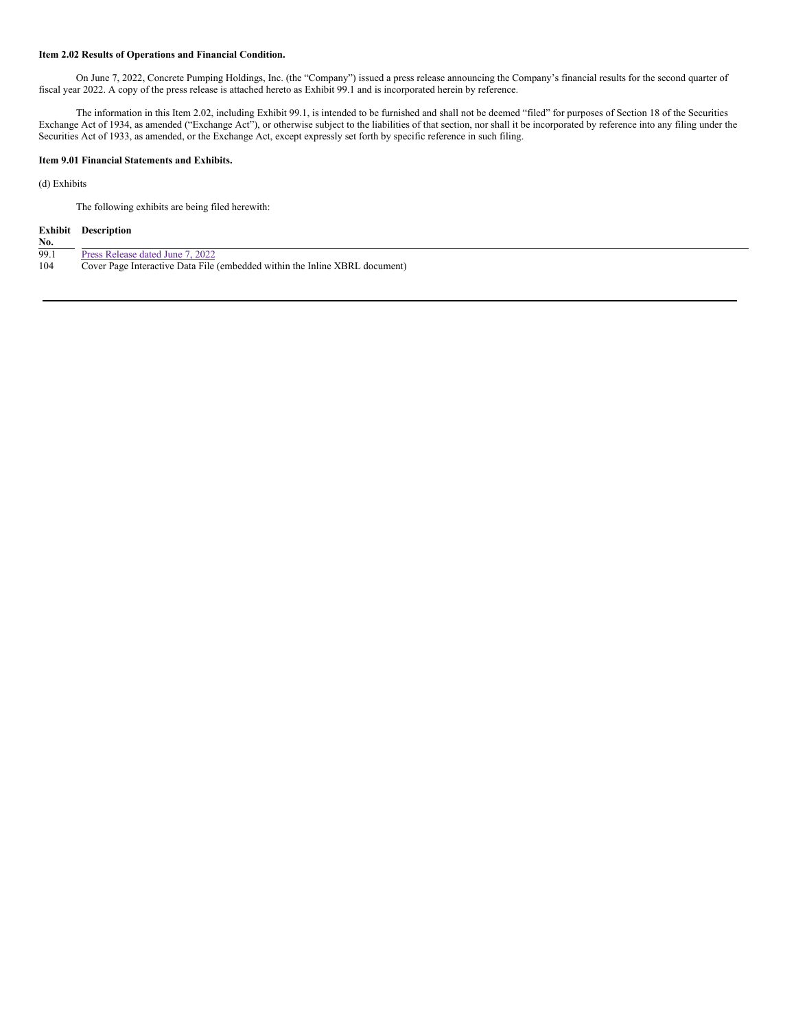**Item 2.02 Results of Operations and Financial Condition.**

On June 7, 2022, Concrete Pumping Holdings, Inc. (the "Company") issued a press release announcing the Company's financial results for the second quarter of fiscal year 2022. A copy of the press release is attached hereto as Exhibit 99.1 and is incorporated herein by reference.

The information in this Item 2.02, including Exhibit 99.1, is intended to be furnished and shall not be deemed "filed" for purposes of Section 18 of the Securities Exchange Act of 1934, as amended ("Exchange Act"), or otherwise subject to the liabilities of that section, nor shall it be incorporated by reference into any filing under the Securities Act of 1933, as amended, or the Exchange Act, except expressly set forth by specific reference in such filing.

**Item 9.01 Financial Statements and Exhibits.**

(d) Exhibits

The following exhibits are being filed herewith:

| Exhibit No. | Description |
| --- | --- |
| 99.1 | Press Release dated June 7, 2022 |
| 104 | Cover Page Interactive Data File (embedded within the Inline XBRL document) |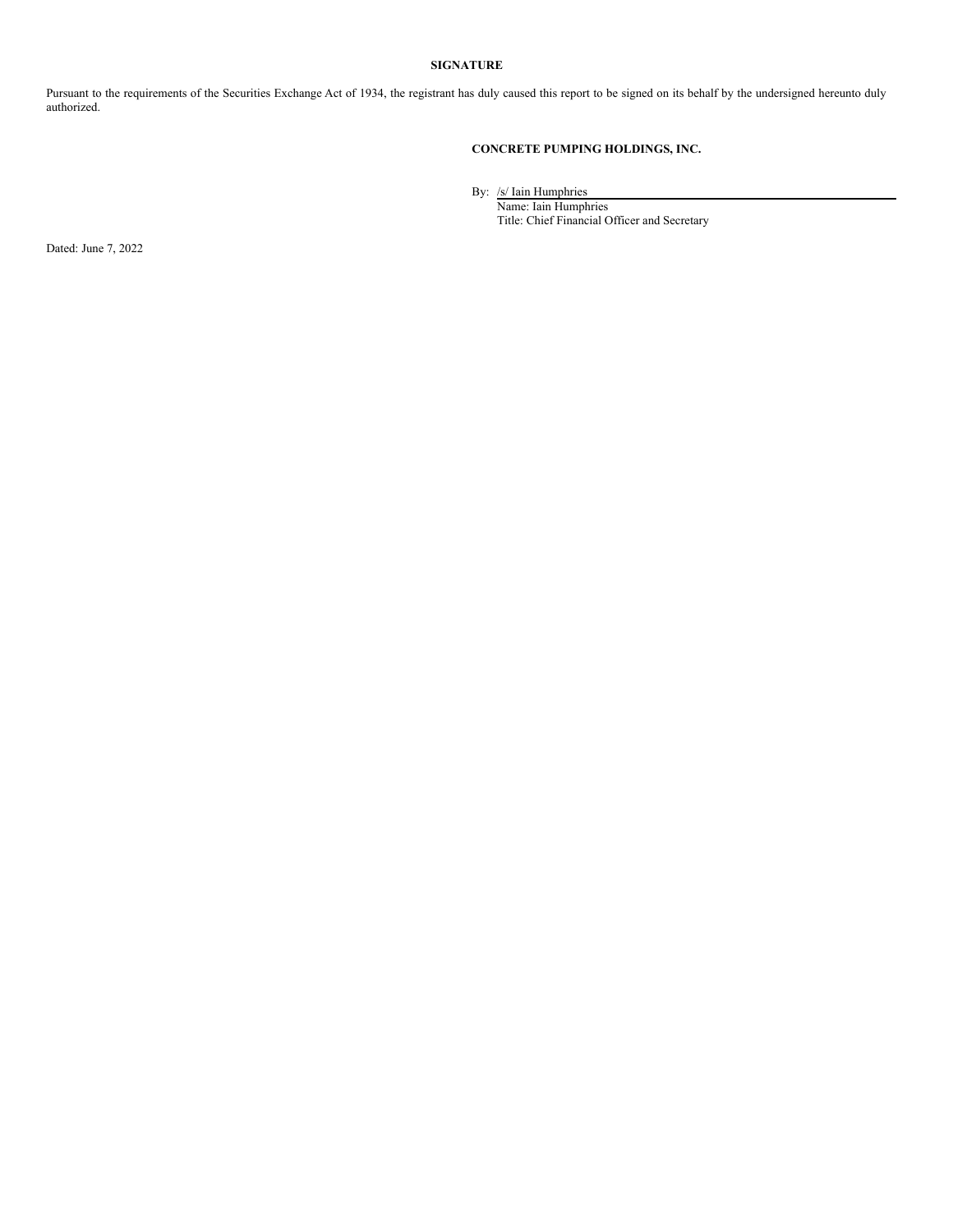## SIGNATURE

Pursuant to the requirements of the Securities Exchange Act of 1934, the registrant has duly caused this report to be signed on its behalf by the undersigned hereunto duly authorized.

**CONCRETE PUMPING HOLDINGS, INC.**

By: /s/ Iain Humphries
Name: Iain Humphries
Title: Chief Financial Officer and Secretary

Dated: June 7, 2022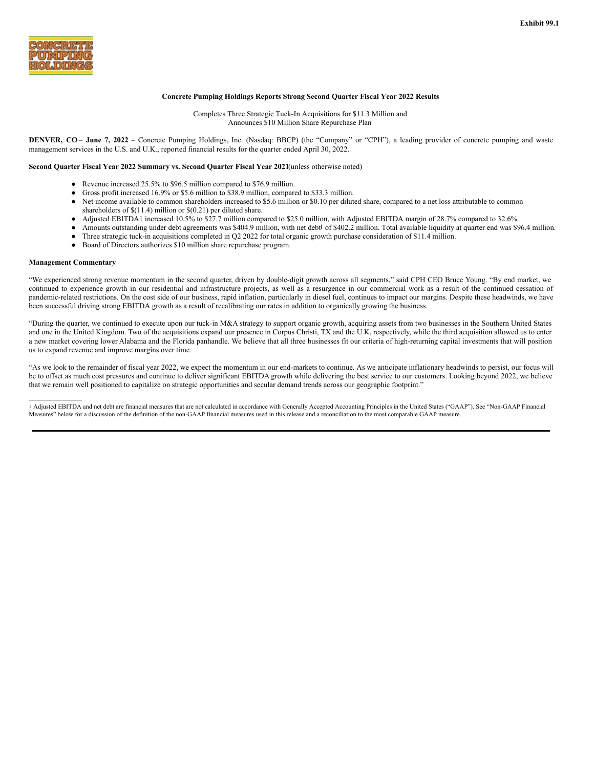Exhibit 99.1

**Concrete Pumping Holdings Reports Strong Second Quarter Fiscal Year 2022 Results**

Completes Three Strategic Tuck-In Acquisitions for $11.3 Million and
Announces $10 Million Share Repurchase Plan

**DENVER, CO** – **June 7, 2022** – Concrete Pumping Holdings, Inc. (Nasdaq: BBCP) (the "Company" or "CPH"), a leading provider of concrete pumping and waste management services in the U.S. and U.K., reported financial results for the quarter ended April 30, 2022.

**Second Quarter Fiscal Year 2022 Summary vs. Second Quarter Fiscal Year 2021** (unless otherwise noted)

- Revenue increased 25.5% to $96.5 million compared to $76.9 million.
- Gross profit increased 16.9% or $5.6 million to $38.9 million, compared to $33.3 million.
- Net income available to common shareholders increased to $5.6 million or $0.10 per diluted share, compared to a net loss attributable to common shareholders of $(11.4) million or $(0.21) per diluted share.
- Adjusted EBITDA[1] increased 10.5% to $27.7 million compared to $25.0 million, with Adjusted EBITDA margin of 28.7% compared to 32.6%.
- Amounts outstanding under debt agreements was $404.9 million, with net debt[1] of $402.2 million. Total available liquidity at quarter end was $96.4 million.
- Three strategic tuck-in acquisitions completed in Q2 2022 for total organic growth purchase consideration of $11.4 million.
- Board of Directors authorizes $10 million share repurchase program.

**Management Commentary**

"We experienced strong revenue momentum in the second quarter, driven by double-digit growth across all segments," said CPH CEO Bruce Young. "By end market, we continued to experience growth in our residential and infrastructure projects, as well as a resurgence in our commercial work as a result of the continued cessation of pandemic-related restrictions. On the cost side of our business, rapid inflation, particularly in diesel fuel, continues to impact our margins. Despite these headwinds, we have been successful driving strong EBITDA growth as a result of recalibrating our rates in addition to organically growing the business.

"During the quarter, we continued to execute upon our tuck-in M&A strategy to support organic growth, acquiring assets from two businesses in the Southern United States and one in the United Kingdom. Two of the acquisitions expand our presence in Corpus Christi, TX and the U.K, respectively, while the third acquisition allowed us to enter a new market covering lower Alabama and the Florida panhandle. We believe that all three businesses fit our criteria of high-returning capital investments that will position us to expand revenue and improve margins over time.

"As we look to the remainder of fiscal year 2022, we expect the momentum in our end-markets to continue. As we anticipate inflationary headwinds to persist, our focus will be to offset as much cost pressures and continue to deliver significant EBITDA growth while delivering the best service to our customers. Looking beyond 2022, we believe that we remain well positioned to capitalize on strategic opportunities and secular demand trends across our geographic footprint."

---

[1] Adjusted EBITDA and net debt are financial measures that are not calculated in accordance with Generally Accepted Accounting Principles in the United States ("GAAP"). See "Non-GAAP Financial Measures" below for a discussion of the definition of the non-GAAP financial measures used in this release and a reconciliation to the most comparable GAAP measure.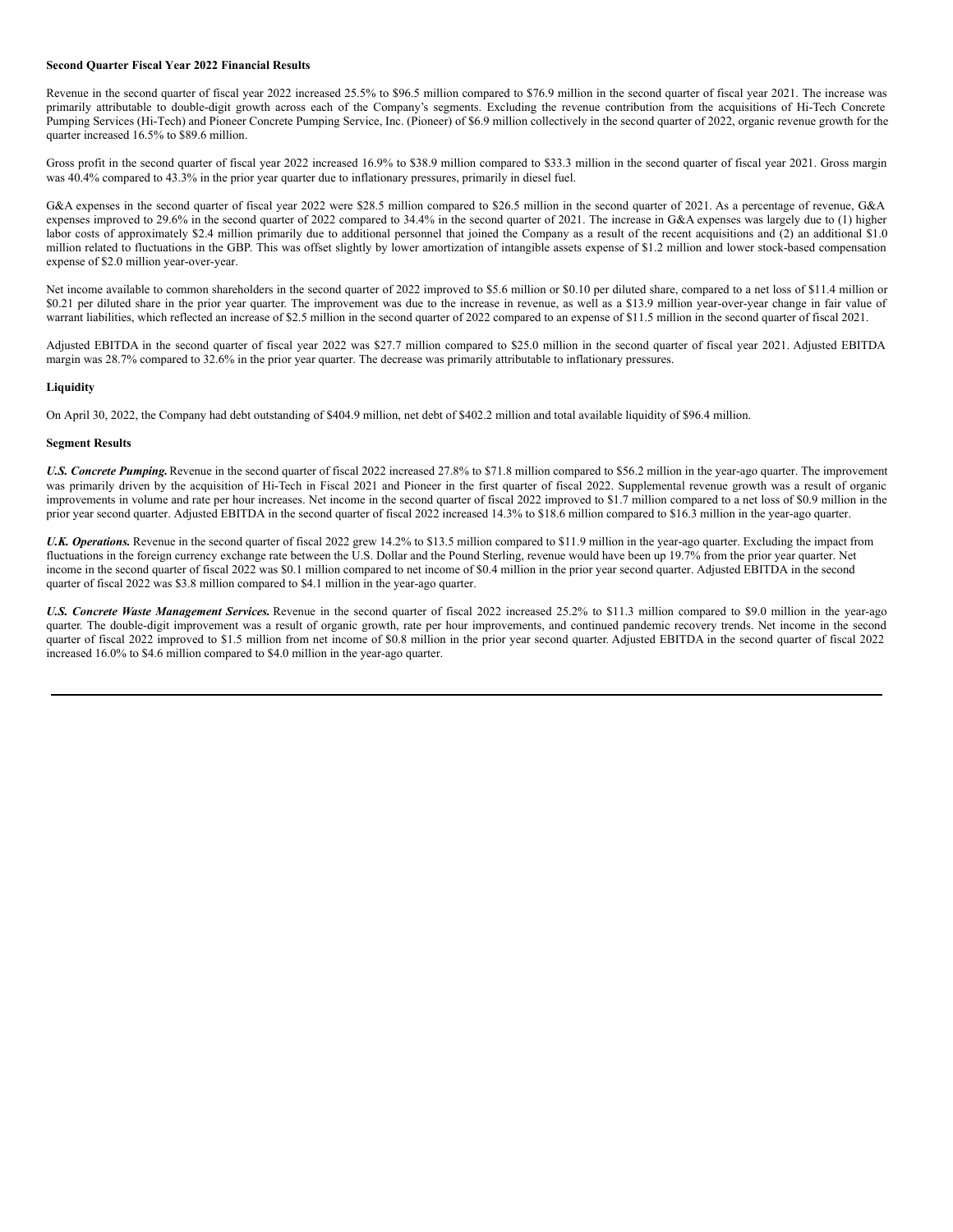**Second Quarter Fiscal Year 2022 Financial Results**

Revenue in the second quarter of fiscal year 2022 increased 25.5% to $96.5 million compared to $76.9 million in the second quarter of fiscal year 2021. The increase was primarily attributable to double-digit growth across each of the Company's segments. Excluding the revenue contribution from the acquisitions of Hi-Tech Concrete Pumping Services (Hi-Tech) and Pioneer Concrete Pumping Service, Inc. (Pioneer) of $6.9 million collectively in the second quarter of 2022, organic revenue growth for the quarter increased 16.5% to $89.6 million.

Gross profit in the second quarter of fiscal year 2022 increased 16.9% to $38.9 million compared to $33.3 million in the second quarter of fiscal year 2021. Gross margin was 40.4% compared to 43.3% in the prior year quarter due to inflationary pressures, primarily in diesel fuel.

G&A expenses in the second quarter of fiscal year 2022 were $28.5 million compared to $26.5 million in the second quarter of 2021. As a percentage of revenue, G&A expenses improved to 29.6% in the second quarter of 2022 compared to 34.4% in the second quarter of 2021. The increase in G&A expenses was largely due to (1) higher labor costs of approximately $2.4 million primarily due to additional personnel that joined the Company as a result of the recent acquisitions and (2) an additional $1.0 million related to fluctuations in the GBP. This was offset slightly by lower amortization of intangible assets expense of $1.2 million and lower stock-based compensation expense of $2.0 million year-over-year.

Net income available to common shareholders in the second quarter of 2022 improved to $5.6 million or $0.10 per diluted share, compared to a net loss of $11.4 million or $0.21 per diluted share in the prior year quarter. The improvement was due to the increase in revenue, as well as a $13.9 million year-over-year change in fair value of warrant liabilities, which reflected an increase of $2.5 million in the second quarter of 2022 compared to an expense of $11.5 million in the second quarter of fiscal 2021.

Adjusted EBITDA in the second quarter of fiscal year 2022 was $27.7 million compared to $25.0 million in the second quarter of fiscal year 2021. Adjusted EBITDA margin was 28.7% compared to 32.6% in the prior year quarter. The decrease was primarily attributable to inflationary pressures.

**Liquidity**

On April 30, 2022, the Company had debt outstanding of $404.9 million, net debt of $402.2 million and total available liquidity of $96.4 million.

**Segment Results**

***U.S. Concrete Pumping.*** Revenue in the second quarter of fiscal 2022 increased 27.8% to $71.8 million compared to $56.2 million in the year-ago quarter. The improvement was primarily driven by the acquisition of Hi-Tech in Fiscal 2021 and Pioneer in the first quarter of fiscal 2022. Supplemental revenue growth was a result of organic improvements in volume and rate per hour increases. Net income in the second quarter of fiscal 2022 improved to $1.7 million compared to a net loss of $0.9 million in the prior year second quarter. Adjusted EBITDA in the second quarter of fiscal 2022 increased 14.3% to $18.6 million compared to $16.3 million in the year-ago quarter.

***U.K. Operations.*** Revenue in the second quarter of fiscal 2022 grew 14.2% to $13.5 million compared to $11.9 million in the year-ago quarter. Excluding the impact from fluctuations in the foreign currency exchange rate between the U.S. Dollar and the Pound Sterling, revenue would have been up 19.7% from the prior year quarter. Net income in the second quarter of fiscal 2022 was $0.1 million compared to net income of $0.4 million in the prior year second quarter. Adjusted EBITDA in the second quarter of fiscal 2022 was $3.8 million compared to $4.1 million in the year-ago quarter.

***U.S. Concrete Waste Management Services.*** Revenue in the second quarter of fiscal 2022 increased 25.2% to $11.3 million compared to $9.0 million in the year-ago quarter. The double-digit improvement was a result of organic growth, rate per hour improvements, and continued pandemic recovery trends. Net income in the second quarter of fiscal 2022 improved to $1.5 million from net income of $0.8 million in the prior year second quarter. Adjusted EBITDA in the second quarter of fiscal 2022 increased 16.0% to $4.6 million compared to $4.0 million in the year-ago quarter.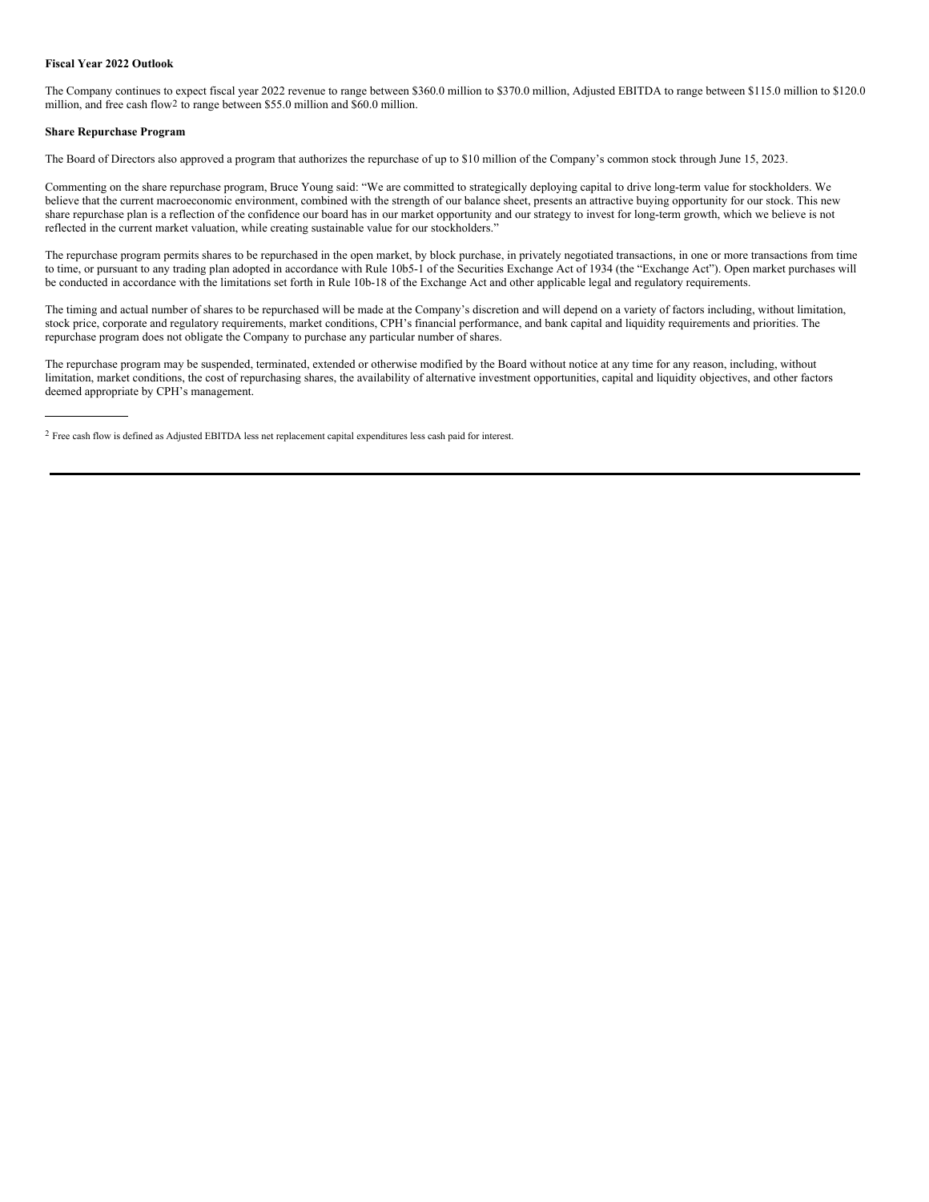**Fiscal Year 2022 Outlook**

The Company continues to expect fiscal year 2022 revenue to range between $360.0 million to $370.0 million, Adjusted EBITDA to range between $115.0 million to $120.0 million, and free cash flow[2] to range between $55.0 million and $60.0 million.

**Share Repurchase Program**

The Board of Directors also approved a program that authorizes the repurchase of up to $10 million of the Company's common stock through June 15, 2023.

Commenting on the share repurchase program, Bruce Young said: "We are committed to strategically deploying capital to drive long-term value for stockholders. We believe that the current macroeconomic environment, combined with the strength of our balance sheet, presents an attractive buying opportunity for our stock. This new share repurchase plan is a reflection of the confidence our board has in our market opportunity and our strategy to invest for long-term growth, which we believe is not reflected in the current market valuation, while creating sustainable value for our stockholders."

The repurchase program permits shares to be repurchased in the open market, by block purchase, in privately negotiated transactions, in one or more transactions from time to time, or pursuant to any trading plan adopted in accordance with Rule 10b5-1 of the Securities Exchange Act of 1934 (the "Exchange Act"). Open market purchases will be conducted in accordance with the limitations set forth in Rule 10b-18 of the Exchange Act and other applicable legal and regulatory requirements.

The timing and actual number of shares to be repurchased will be made at the Company's discretion and will depend on a variety of factors including, without limitation, stock price, corporate and regulatory requirements, market conditions, CPH's financial performance, and bank capital and liquidity requirements and priorities. The repurchase program does not obligate the Company to purchase any particular number of shares.

The repurchase program may be suspended, terminated, extended or otherwise modified by the Board without notice at any time for any reason, including, without limitation, market conditions, the cost of repurchasing shares, the availability of alternative investment opportunities, capital and liquidity objectives, and other factors deemed appropriate by CPH's management.

---

[2] Free cash flow is defined as Adjusted EBITDA less net replacement capital expenditures less cash paid for interest.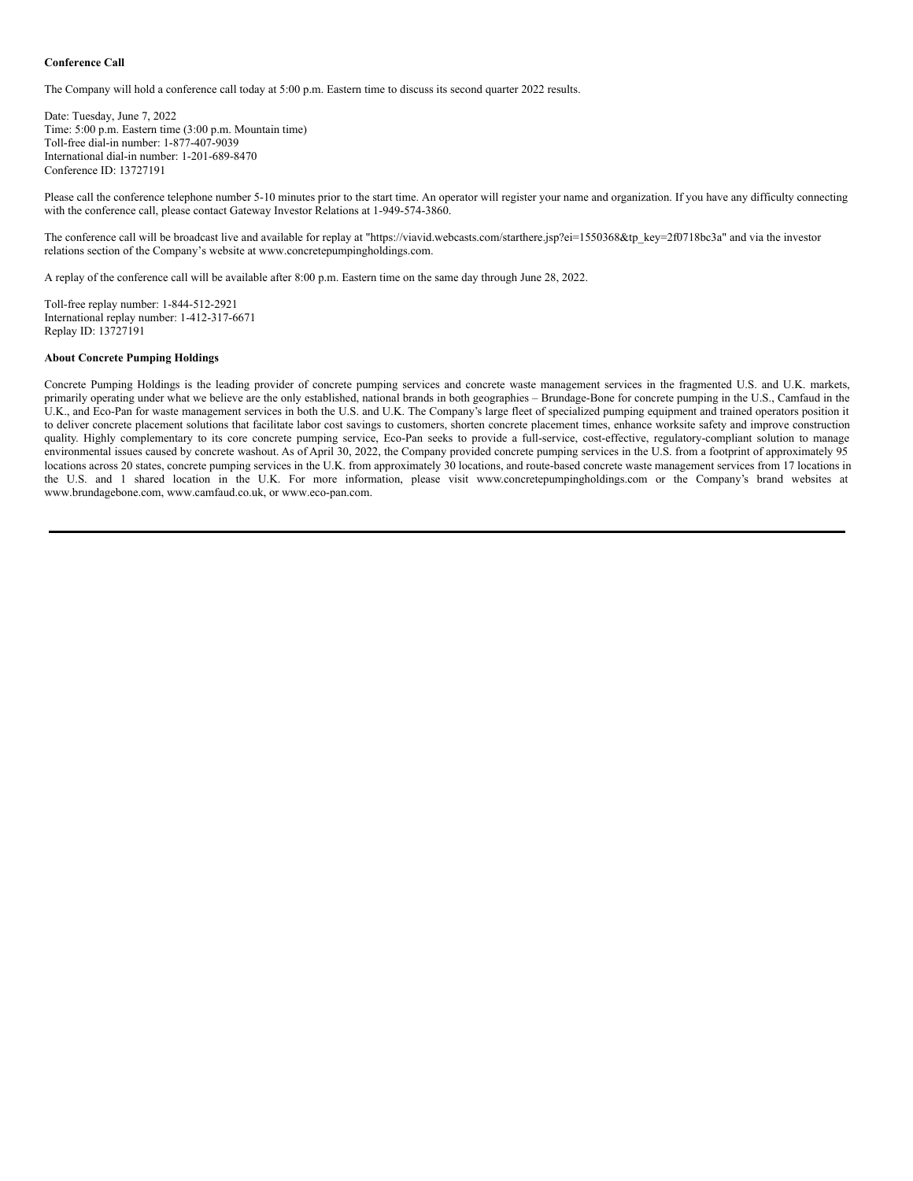**Conference Call**

The Company will hold a conference call today at 5:00 p.m. Eastern time to discuss its second quarter 2022 results.

Date: Tuesday, June 7, 2022
Time: 5:00 p.m. Eastern time (3:00 p.m. Mountain time)
Toll-free dial-in number: 1-877-407-9039
International dial-in number: 1-201-689-8470
Conference ID: 13727191

Please call the conference telephone number 5-10 minutes prior to the start time. An operator will register your name and organization. If you have any difficulty connecting with the conference call, please contact Gateway Investor Relations at 1-949-574-3860.

The conference call will be broadcast live and available for replay at "https://viavid.webcasts.com/starthere.jsp?ei=1550368&tp_key=2f0718bc3a" and via the investor relations section of the Company's website at www.concretepumpingholdings.com.

A replay of the conference call will be available after 8:00 p.m. Eastern time on the same day through June 28, 2022.

Toll-free replay number: 1-844-512-2921
International replay number: 1-412-317-6671
Replay ID: 13727191

**About Concrete Pumping Holdings**

Concrete Pumping Holdings is the leading provider of concrete pumping services and concrete waste management services in the fragmented U.S. and U.K. markets, primarily operating under what we believe are the only established, national brands in both geographies – Brundage-Bone for concrete pumping in the U.S., Camfaud in the U.K., and Eco-Pan for waste management services in both the U.S. and U.K. The Company's large fleet of specialized pumping equipment and trained operators position it to deliver concrete placement solutions that facilitate labor cost savings to customers, shorten concrete placement times, enhance worksite safety and improve construction quality. Highly complementary to its core concrete pumping service, Eco-Pan seeks to provide a full-service, cost-effective, regulatory-compliant solution to manage environmental issues caused by concrete washout. As of April 30, 2022, the Company provided concrete pumping services in the U.S. from a footprint of approximately 95 locations across 20 states, concrete pumping services in the U.K. from approximately 30 locations, and route-based concrete waste management services from 17 locations in the U.S. and 1 shared location in the U.K. For more information, please visit www.concretepumpingholdings.com or the Company's brand websites at www.brundagebone.com, www.camfaud.co.uk, or www.eco-pan.com.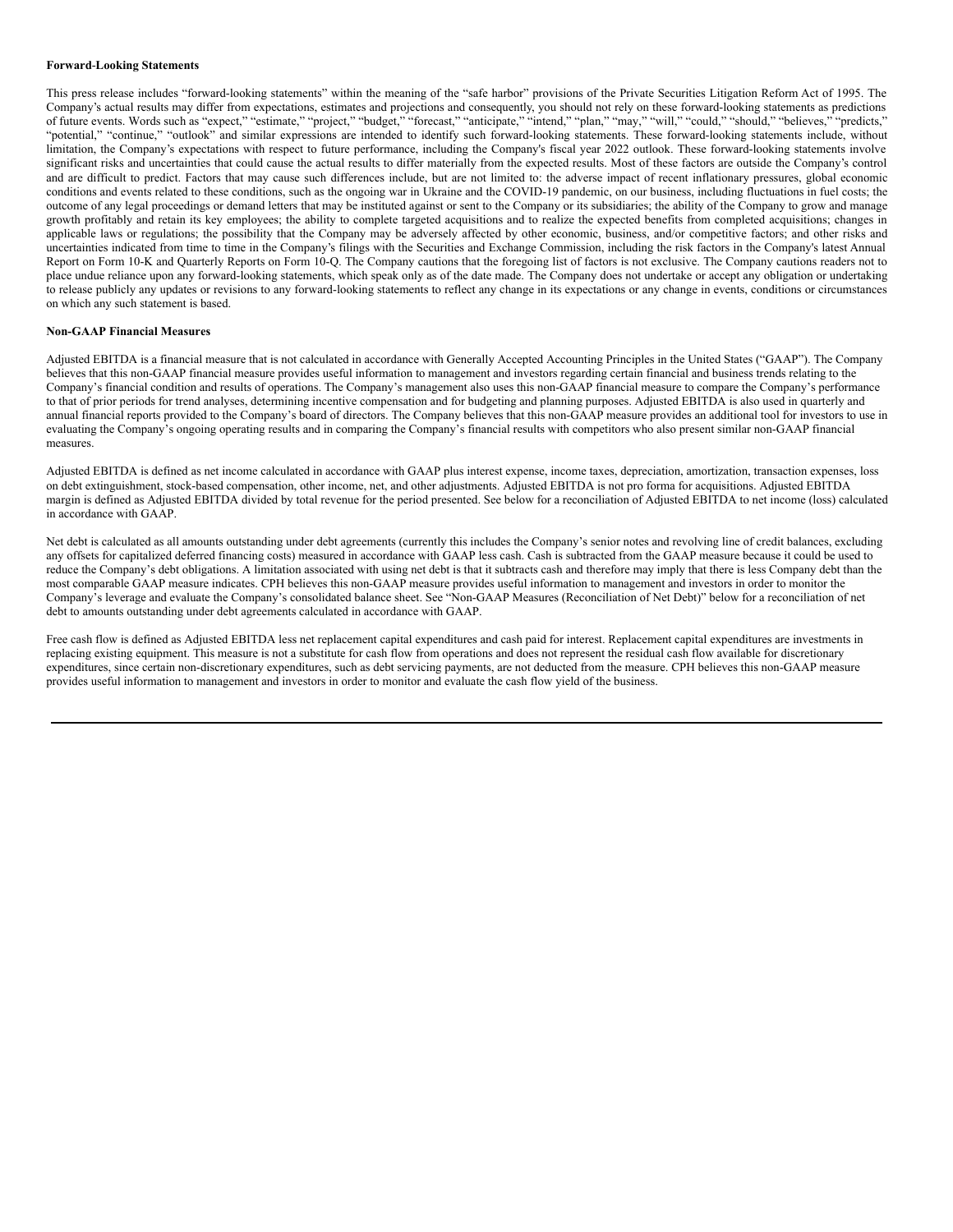**Forward-Looking Statements**

This press release includes "forward-looking statements" within the meaning of the "safe harbor" provisions of the Private Securities Litigation Reform Act of 1995. The Company's actual results may differ from expectations, estimates and projections and consequently, you should not rely on these forward-looking statements as predictions of future events. Words such as "expect," "estimate," "project," "budget," "forecast," "anticipate," "intend," "plan," "may," "will," "could," "should," "believes," "predicts," "potential," "continue," "outlook" and similar expressions are intended to identify such forward-looking statements. These forward-looking statements include, without limitation, the Company's expectations with respect to future performance, including the Company's fiscal year 2022 outlook. These forward-looking statements involve significant risks and uncertainties that could cause the actual results to differ materially from the expected results. Most of these factors are outside the Company's control and are difficult to predict. Factors that may cause such differences include, but are not limited to: the adverse impact of recent inflationary pressures, global economic conditions and events related to these conditions, such as the ongoing war in Ukraine and the COVID-19 pandemic, on our business, including fluctuations in fuel costs; the outcome of any legal proceedings or demand letters that may be instituted against or sent to the Company or its subsidiaries; the ability of the Company to grow and manage growth profitably and retain its key employees; the ability to complete targeted acquisitions and to realize the expected benefits from completed acquisitions; changes in applicable laws or regulations; the possibility that the Company may be adversely affected by other economic, business, and/or competitive factors; and other risks and uncertainties indicated from time to time in the Company's filings with the Securities and Exchange Commission, including the risk factors in the Company's latest Annual Report on Form 10-K and Quarterly Reports on Form 10-Q. The Company cautions that the foregoing list of factors is not exclusive. The Company cautions readers not to place undue reliance upon any forward-looking statements, which speak only as of the date made. The Company does not undertake or accept any obligation or undertaking to release publicly any updates or revisions to any forward-looking statements to reflect any change in its expectations or any change in events, conditions or circumstances on which any such statement is based.

**Non-GAAP Financial Measures**

Adjusted EBITDA is a financial measure that is not calculated in accordance with Generally Accepted Accounting Principles in the United States ("GAAP"). The Company believes that this non-GAAP financial measure provides useful information to management and investors regarding certain financial and business trends relating to the Company's financial condition and results of operations. The Company's management also uses this non-GAAP financial measure to compare the Company's performance to that of prior periods for trend analyses, determining incentive compensation and for budgeting and planning purposes. Adjusted EBITDA is also used in quarterly and annual financial reports provided to the Company's board of directors. The Company believes that this non-GAAP measure provides an additional tool for investors to use in evaluating the Company's ongoing operating results and in comparing the Company's financial results with competitors who also present similar non-GAAP financial measures.

Adjusted EBITDA is defined as net income calculated in accordance with GAAP plus interest expense, income taxes, depreciation, amortization, transaction expenses, loss on debt extinguishment, stock-based compensation, other income, net, and other adjustments. Adjusted EBITDA is not pro forma for acquisitions. Adjusted EBITDA margin is defined as Adjusted EBITDA divided by total revenue for the period presented. See below for a reconciliation of Adjusted EBITDA to net income (loss) calculated in accordance with GAAP.

Net debt is calculated as all amounts outstanding under debt agreements (currently this includes the Company's senior notes and revolving line of credit balances, excluding any offsets for capitalized deferred financing costs) measured in accordance with GAAP less cash. Cash is subtracted from the GAAP measure because it could be used to reduce the Company's debt obligations. A limitation associated with using net debt is that it subtracts cash and therefore may imply that there is less Company debt than the most comparable GAAP measure indicates. CPH believes this non-GAAP measure provides useful information to management and investors in order to monitor the Company's leverage and evaluate the Company's consolidated balance sheet. See "Non-GAAP Measures (Reconciliation of Net Debt)" below for a reconciliation of net debt to amounts outstanding under debt agreements calculated in accordance with GAAP.

Free cash flow is defined as Adjusted EBITDA less net replacement capital expenditures and cash paid for interest. Replacement capital expenditures are investments in replacing existing equipment. This measure is not a substitute for cash flow from operations and does not represent the residual cash flow available for discretionary expenditures, since certain non-discretionary expenditures, such as debt servicing payments, are not deducted from the measure. CPH believes this non-GAAP measure provides useful information to management and investors in order to monitor and evaluate the cash flow yield of the business.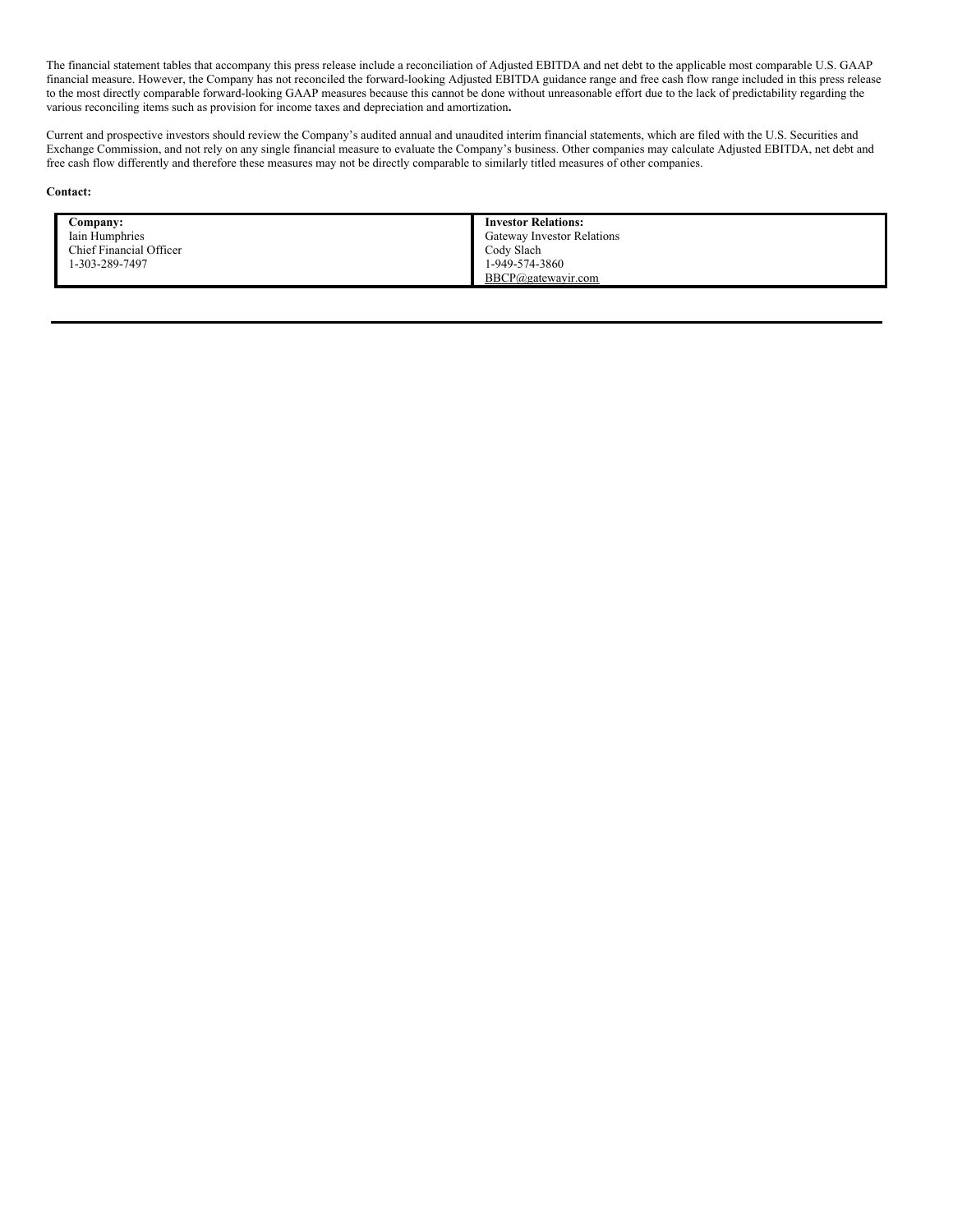The financial statement tables that accompany this press release include a reconciliation of Adjusted EBITDA and net debt to the applicable most comparable U.S. GAAP financial measure. However, the Company has not reconciled the forward-looking Adjusted EBITDA guidance range and free cash flow range included in this press release to the most directly comparable forward-looking GAAP measures because this cannot be done without unreasonable effort due to the lack of predictability regarding the various reconciling items such as provision for income taxes and depreciation and amortization**.**

Current and prospective investors should review the Company's audited annual and unaudited interim financial statements, which are filed with the U.S. Securities and Exchange Commission, and not rely on any single financial measure to evaluate the Company's business. Other companies may calculate Adjusted EBITDA, net debt and free cash flow differently and therefore these measures may not be directly comparable to similarly titled measures of other companies.

**Contact:**

| **Company:** | **Investor Relations:** |
|---|---|
| Iain Humphries | Gateway Investor Relations |
| Chief Financial Officer | Cody Slach |
| 1-303-289-7497 | 1-949-574-3860 |
| | BBCP@gatewayir.com |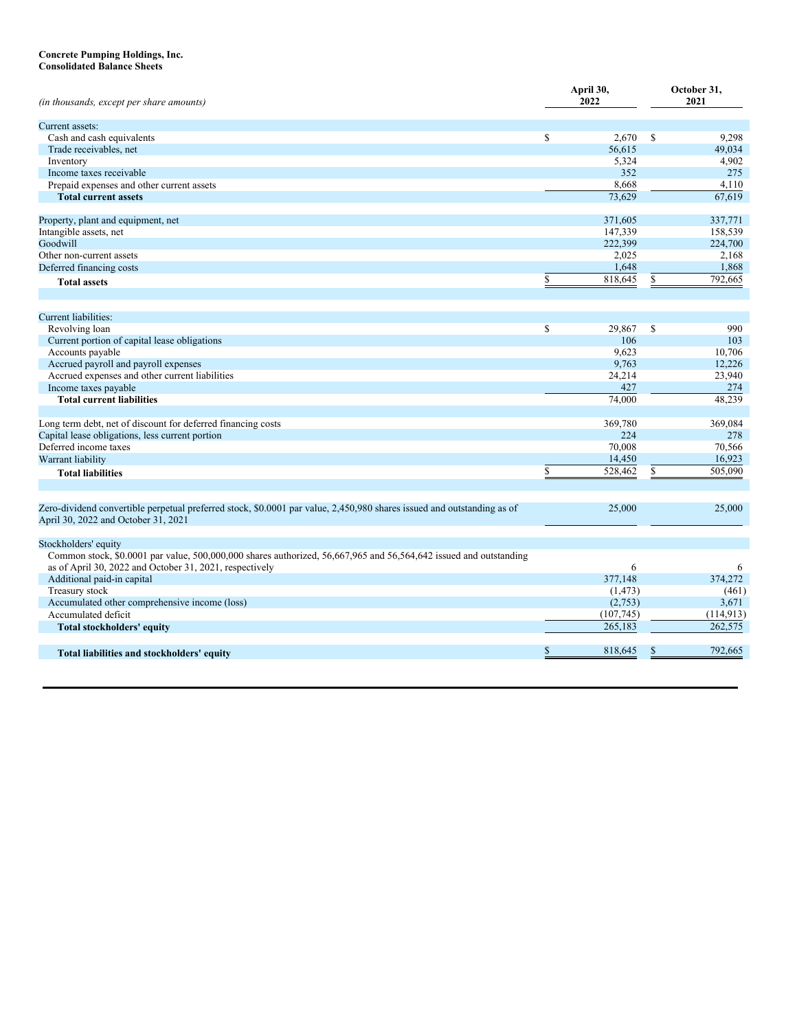**Concrete Pumping Holdings, Inc.**
**Consolidated Balance Sheets**

| *(in thousands, except per share amounts)* | April 30, 2022 | October 31, 2021 |
|---|---|---|
| Current assets: | | |
| Cash and cash equivalents | $ 2,670 | $ 9,298 |
| Trade receivables, net | 56,615 | 49,034 |
| Inventory | 5,324 | 4,902 |
| Income taxes receivable | 352 | 275 |
| Prepaid expenses and other current assets | 8,668 | 4,110 |
| **Total current assets** | 73,629 | 67,619 |
| | | |
| Property, plant and equipment, net | 371,605 | 337,771 |
| Intangible assets, net | 147,339 | 158,539 |
| Goodwill | 222,399 | 224,700 |
| Other non-current assets | 2,025 | 2,168 |
| Deferred financing costs | 1,648 | 1,868 |
| **Total assets** | $ 818,645 | $ 792,665 |
| | | |
| Current liabilities: | | |
| Revolving loan | $ 29,867 | $ 990 |
| Current portion of capital lease obligations | 106 | 103 |
| Accounts payable | 9,623 | 10,706 |
| Accrued payroll and payroll expenses | 9,763 | 12,226 |
| Accrued expenses and other current liabilities | 24,214 | 23,940 |
| Income taxes payable | 427 | 274 |
| **Total current liabilities** | 74,000 | 48,239 |
| | | |
| Long term debt, net of discount for deferred financing costs | 369,780 | 369,084 |
| Capital lease obligations, less current portion | 224 | 278 |
| Deferred income taxes | 70,008 | 70,566 |
| Warrant liability | 14,450 | 16,923 |
| **Total liabilities** | $ 528,462 | $ 505,090 |
| | | |
| Zero-dividend convertible perpetual preferred stock, $0.0001 par value, 2,450,980 shares issued and outstanding as of April 30, 2022 and October 31, 2021 | 25,000 | 25,000 |
| | | |
| Stockholders' equity | | |
| Common stock, $0.0001 par value, 500,000,000 shares authorized, 56,667,965 and 56,564,642 issued and outstanding as of April 30, 2022 and October 31, 2021, respectively | 6 | 6 |
| Additional paid-in capital | 377,148 | 374,272 |
| Treasury stock | (1,473) | (461) |
| Accumulated other comprehensive income (loss) | (2,753) | 3,671 |
| Accumulated deficit | (107,745) | (114,913) |
| **Total stockholders' equity** | 265,183 | 262,575 |
| | | |
| **Total liabilities and stockholders' equity** | $ 818,645 | $ 792,665 |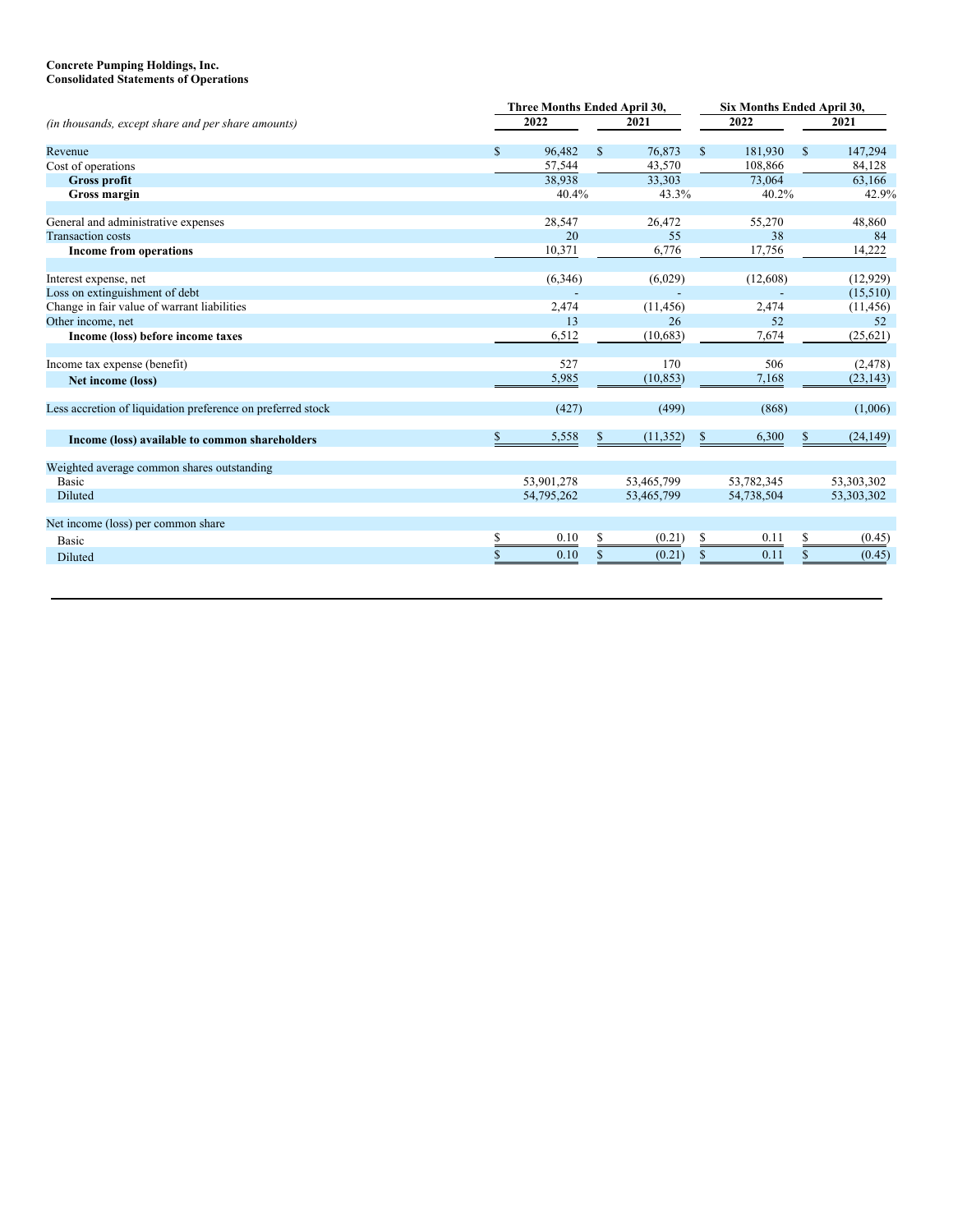**Concrete Pumping Holdings, Inc.**
**Consolidated Statements of Operations**

| *(in thousands, except share and per share amounts)* | Three Months Ended April 30, 2022 | Three Months Ended April 30, 2021 | Six Months Ended April 30, 2022 | Six Months Ended April 30, 2021 |
|---|---|---|---|---|
| Revenue | $ 96,482 | $ 76,873 | $ 181,930 | $ 147,294 |
| Cost of operations | 57,544 | 43,570 | 108,866 | 84,128 |
| **Gross profit** | 38,938 | 33,303 | 73,064 | 63,166 |
| **Gross margin** | 40.4% | 43.3% | 40.2% | 42.9% |
| | | | | |
| General and administrative expenses | 28,547 | 26,472 | 55,270 | 48,860 |
| Transaction costs | 20 | 55 | 38 | 84 |
| **Income from operations** | 10,371 | 6,776 | 17,756 | 14,222 |
| | | | | |
| Interest expense, net | (6,346) | (6,029) | (12,608) | (12,929) |
| Loss on extinguishment of debt | - | - | - | (15,510) |
| Change in fair value of warrant liabilities | 2,474 | (11,456) | 2,474 | (11,456) |
| Other income, net | 13 | 26 | 52 | 52 |
| **Income (loss) before income taxes** | 6,512 | (10,683) | 7,674 | (25,621) |
| | | | | |
| Income tax expense (benefit) | 527 | 170 | 506 | (2,478) |
| **Net income (loss)** | 5,985 | (10,853) | 7,168 | (23,143) |
| | | | | |
| Less accretion of liquidation preference on preferred stock | (427) | (499) | (868) | (1,006) |
| | | | | |
| **Income (loss) available to common shareholders** | $ 5,558 | $ (11,352) | $ 6,300 | $ (24,149) |
| | | | | |
| Weighted average common shares outstanding | | | | |
| Basic | 53,901,278 | 53,465,799 | 53,782,345 | 53,303,302 |
| Diluted | 54,795,262 | 53,465,799 | 54,738,504 | 53,303,302 |
| | | | | |
| Net income (loss) per common share | | | | |
| Basic | $ 0.10 | $ (0.21) | $ 0.11 | $ (0.45) |
| Diluted | $ 0.10 | $ (0.21) | $ 0.11 | $ (0.45) |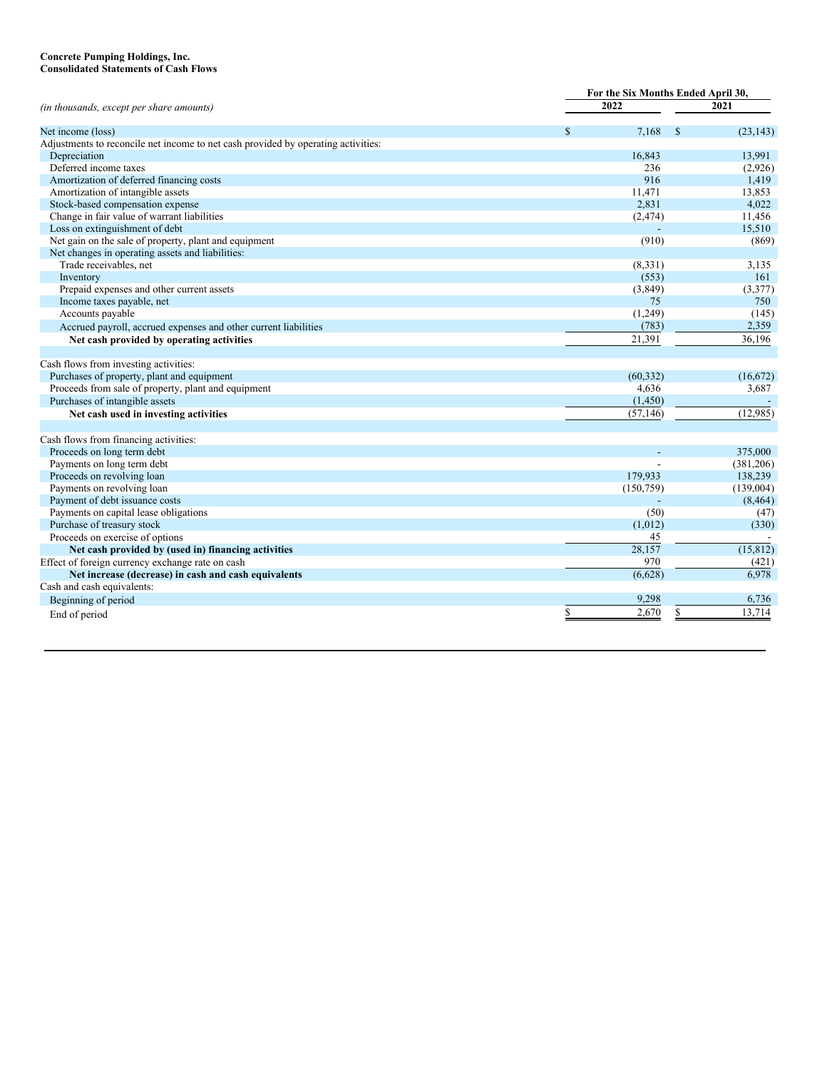**Concrete Pumping Holdings, Inc.**
**Consolidated Statements of Cash Flows**

| *(in thousands, except per share amounts)* | For the Six Months Ended April 30, 2022 | 2021 |
|---|---|---|
| Net income (loss) | $ 7,168 | $ (23,143) |
| Adjustments to reconcile net income to net cash provided by operating activities: | | |
| Depreciation | 16,843 | 13,991 |
| Deferred income taxes | 236 | (2,926) |
| Amortization of deferred financing costs | 916 | 1,419 |
| Amortization of intangible assets | 11,471 | 13,853 |
| Stock-based compensation expense | 2,831 | 4,022 |
| Change in fair value of warrant liabilities | (2,474) | 11,456 |
| Loss on extinguishment of debt | - | 15,510 |
| Net gain on the sale of property, plant and equipment | (910) | (869) |
| Net changes in operating assets and liabilities: | | |
| Trade receivables, net | (8,331) | 3,135 |
| Inventory | (553) | 161 |
| Prepaid expenses and other current assets | (3,849) | (3,377) |
| Income taxes payable, net | 75 | 750 |
| Accounts payable | (1,249) | (145) |
| Accrued payroll, accrued expenses and other current liabilities | (783) | 2,359 |
| **Net cash provided by operating activities** | 21,391 | 36,196 |
| | | |
| Cash flows from investing activities: | | |
| Purchases of property, plant and equipment | (60,332) | (16,672) |
| Proceeds from sale of property, plant and equipment | 4,636 | 3,687 |
| Purchases of intangible assets | (1,450) | - |
| **Net cash used in investing activities** | (57,146) | (12,985) |
| | | |
| Cash flows from financing activities: | | |
| Proceeds on long term debt | - | 375,000 |
| Payments on long term debt | - | (381,206) |
| Proceeds on revolving loan | 179,933 | 138,239 |
| Payments on revolving loan | (150,759) | (139,004) |
| Payment of debt issuance costs | - | (8,464) |
| Payments on capital lease obligations | (50) | (47) |
| Purchase of treasury stock | (1,012) | (330) |
| Proceeds on exercise of options | 45 | - |
| **Net cash provided by (used in) financing activities** | 28,157 | (15,812) |
| Effect of foreign currency exchange rate on cash | 970 | (421) |
| **Net increase (decrease) in cash and cash equivalents** | (6,628) | 6,978 |
| Cash and cash equivalents: | | |
| Beginning of period | 9,298 | 6,736 |
| End of period | $ 2,670 | $ 13,714 |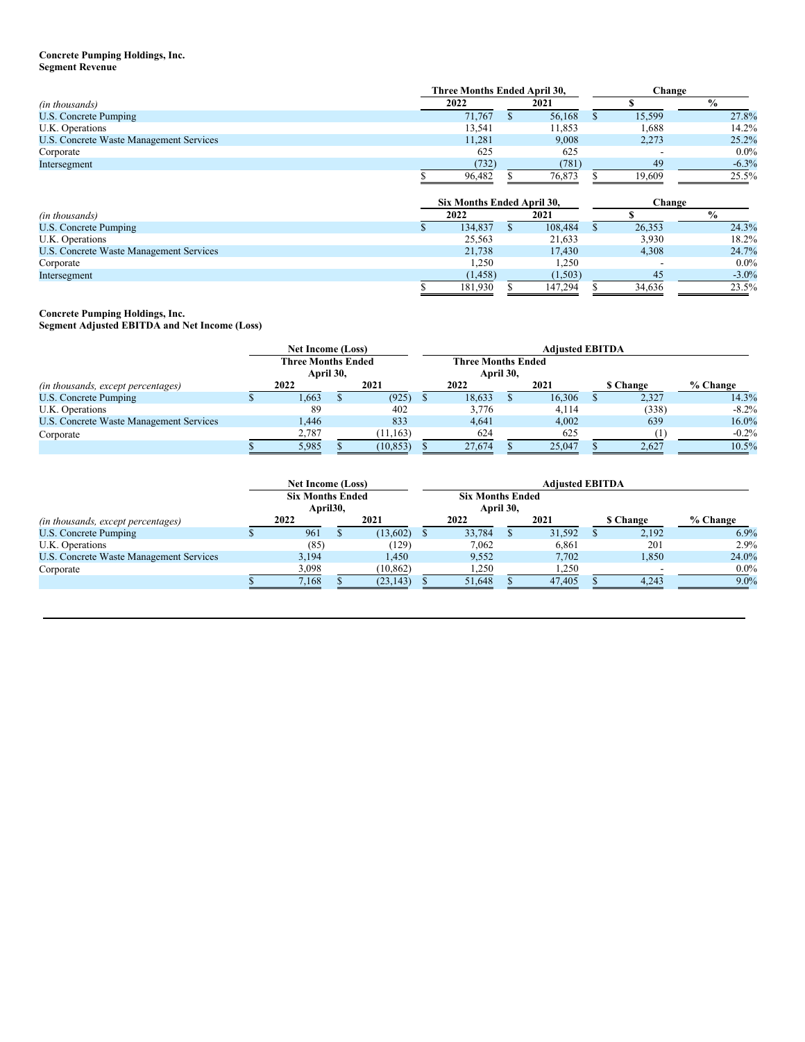**Concrete Pumping Holdings, Inc.**
**Segment Revenue**

| *(in thousands)* | Three Months Ended April 30, 2022 | Three Months Ended April 30, 2021 | Change $ | Change % |
|---|---|---|---|---|
| U.S. Concrete Pumping | 71,767 | $ 56,168 | $ 15,599 | 27.8% |
| U.K. Operations | 13,541 | 11,853 | 1,688 | 14.2% |
| U.S. Concrete Waste Management Services | 11,281 | 9,008 | 2,273 | 25.2% |
| Corporate | 625 | 625 | - | 0.0% |
| Intersegment | (732) | (781) | 49 | -6.3% |
| | $ 96,482 | $ 76,873 | $ 19,609 | 25.5% |

| *(in thousands)* | Six Months Ended April 30, 2022 | Six Months Ended April 30, 2021 | Change $ | Change % |
|---|---|---|---|---|
| U.S. Concrete Pumping | $ 134,837 | $ 108,484 | $ 26,353 | 24.3% |
| U.K. Operations | 25,563 | 21,633 | 3,930 | 18.2% |
| U.S. Concrete Waste Management Services | 21,738 | 17,430 | 4,308 | 24.7% |
| Corporate | 1,250 | 1,250 | - | 0.0% |
| Intersegment | (1,458) | (1,503) | 45 | -3.0% |
| | $ 181,930 | $ 147,294 | $ 34,636 | 23.5% |

**Concrete Pumping Holdings, Inc.**
**Segment Adjusted EBITDA and Net Income (Loss)**

| | Net Income (Loss) Three Months Ended April 30, | | Adjusted EBITDA Three Months Ended April 30, | | | |
|---|---|---|---|---|---|---|
| *(in thousands, except percentages)* | 2022 | 2021 | 2022 | 2021 | $ Change | % Change |
| U.S. Concrete Pumping | $ 1,663 | $ (925) | $ 18,633 | $ 16,306 | $ 2,327 | 14.3% |
| U.K. Operations | 89 | 402 | 3,776 | 4,114 | (338) | -8.2% |
| U.S. Concrete Waste Management Services | 1,446 | 833 | 4,641 | 4,002 | 639 | 16.0% |
| Corporate | 2,787 | (11,163) | 624 | 625 | (1) | -0.2% |
| | $ 5,985 | $ (10,853) | $ 27,674 | $ 25,047 | $ 2,627 | 10.5% |

| | Net Income (Loss) Six Months Ended April30, | | Adjusted EBITDA Six Months Ended April 30, | | | |
|---|---|---|---|---|---|---|
| *(in thousands, except percentages)* | 2022 | 2021 | 2022 | 2021 | $ Change | % Change |
| U.S. Concrete Pumping | $ 961 | $ (13,602) | $ 33,784 | $ 31,592 | $ 2,192 | 6.9% |
| U.K. Operations | (85) | (129) | 7,062 | 6,861 | 201 | 2.9% |
| U.S. Concrete Waste Management Services | 3,194 | 1,450 | 9,552 | 7,702 | 1,850 | 24.0% |
| Corporate | 3,098 | (10,862) | 1,250 | 1,250 | - | 0.0% |
| | $ 7,168 | $ (23,143) | $ 51,648 | $ 47,405 | $ 4,243 | 9.0% |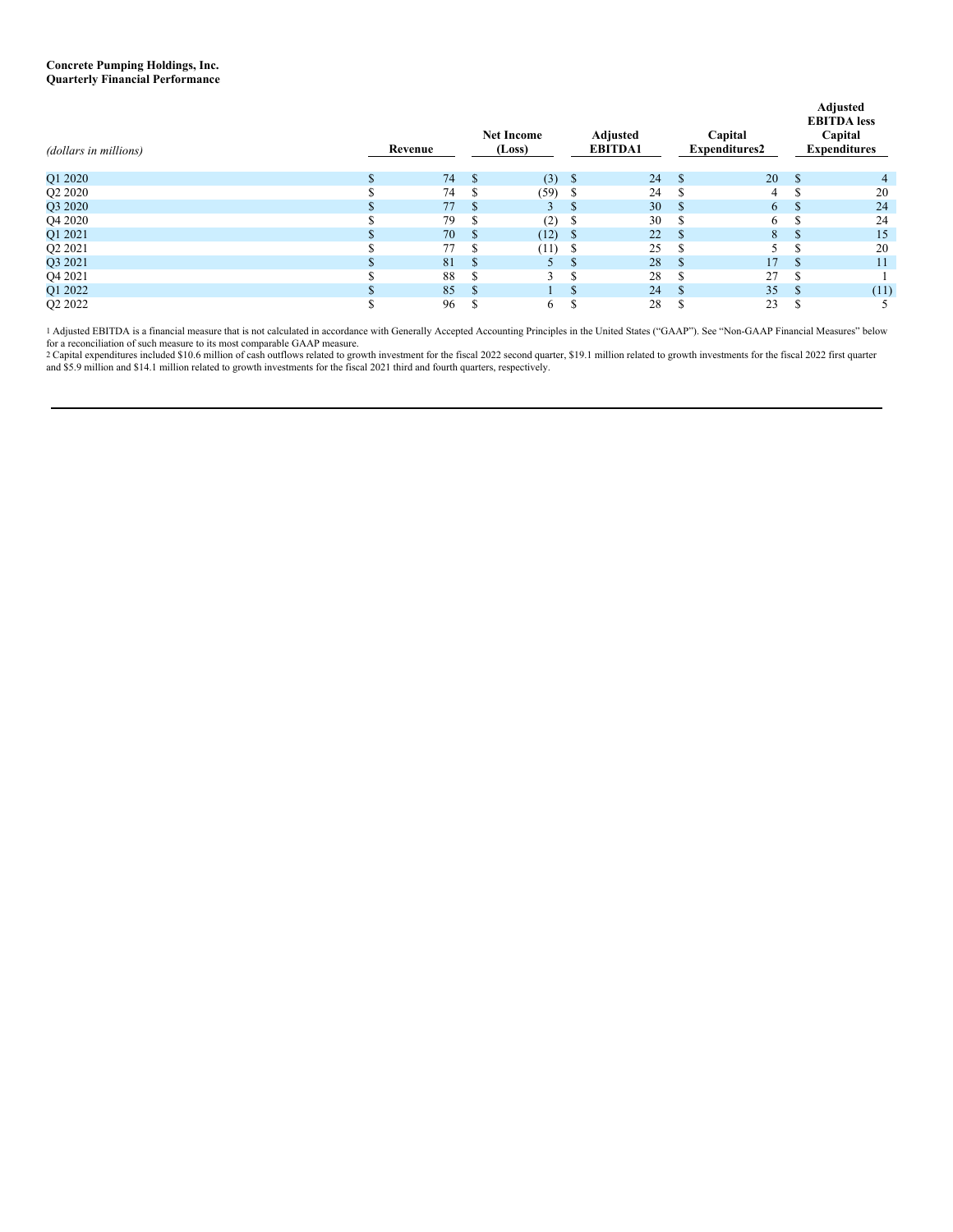**Concrete Pumping Holdings, Inc.**
**Quarterly Financial Performance**

| *(dollars in millions)* | Revenue | Net Income (Loss) | Adjusted EBITDA[1] | Capital Expenditures[2] | Adjusted EBITDA less Capital Expenditures |
|---|---|---|---|---|---|
| Q1 2020 | $ 74 | $ (3) | $ 24 | $ 20 | $ 4 |
| Q2 2020 | $ 74 | $ (59) | $ 24 | $ 4 | $ 20 |
| Q3 2020 | $ 77 | $ 3 | $ 30 | $ 6 | $ 24 |
| Q4 2020 | $ 79 | $ (2) | $ 30 | $ 6 | $ 24 |
| Q1 2021 | $ 70 | $ (12) | $ 22 | $ 8 | $ 15 |
| Q2 2021 | $ 77 | $ (11) | $ 25 | $ 5 | $ 20 |
| Q3 2021 | $ 81 | $ 5 | $ 28 | $ 17 | $ 11 |
| Q4 2021 | $ 88 | $ 3 | $ 28 | $ 27 | $ 1 |
| Q1 2022 | $ 85 | $ 1 | $ 24 | $ 35 | $ (11) |
| Q2 2022 | $ 96 | $ 6 | $ 28 | $ 23 | $ 5 |

[1] Adjusted EBITDA is a financial measure that is not calculated in accordance with Generally Accepted Accounting Principles in the United States ("GAAP"). See "Non-GAAP Financial Measures" below for a reconciliation of such measure to its most comparable GAAP measure.

[2] Capital expenditures included $10.6 million of cash outflows related to growth investment for the fiscal 2022 second quarter, $19.1 million related to growth investments for the fiscal 2022 first quarter and $5.9 million and $14.1 million related to growth investments for the fiscal 2021 third and fourth quarters, respectively.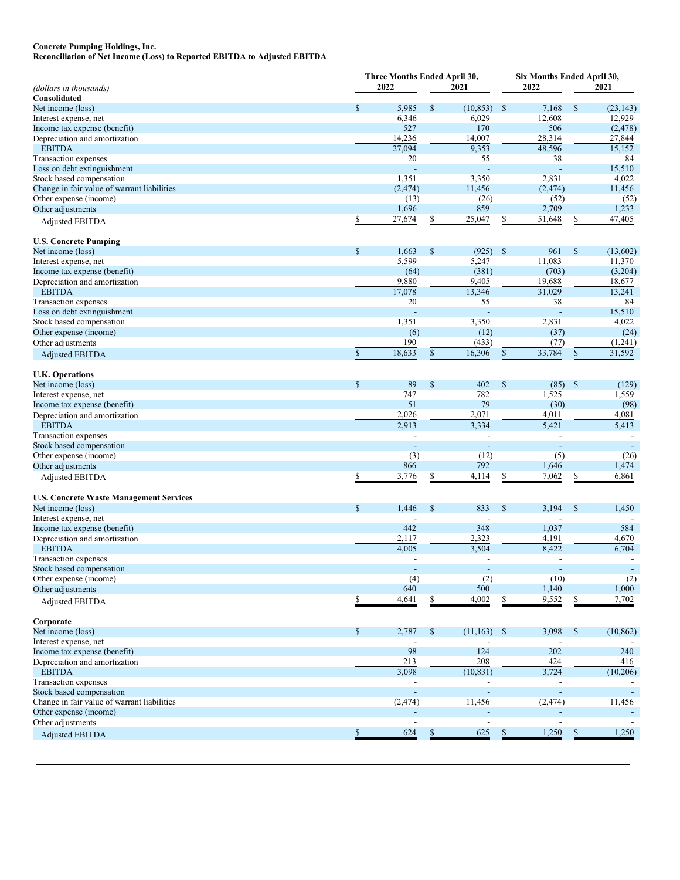**Concrete Pumping Holdings, Inc.**
**Reconciliation of Net Income (Loss) to Reported EBITDA to Adjusted EBITDA**

| *(dollars in thousands)* | Three Months Ended April 30, 2022 | Three Months Ended April 30, 2021 | Six Months Ended April 30, 2022 | Six Months Ended April 30, 2021 |
|---|---|---|---|---|
| **Consolidated** | | | | |
| Net income (loss) | $ 5,985 | $ (10,853) | $ 7,168 | $ (23,143) |
| Interest expense, net | 6,346 | 6,029 | 12,608 | 12,929 |
| Income tax expense (benefit) | 527 | 170 | 506 | (2,478) |
| Depreciation and amortization | 14,236 | 14,007 | 28,314 | 27,844 |
| EBITDA | 27,094 | 9,353 | 48,596 | 15,152 |
| Transaction expenses | 20 | 55 | 38 | 84 |
| Loss on debt extinguishment | - | - | - | 15,510 |
| Stock based compensation | 1,351 | 3,350 | 2,831 | 4,022 |
| Change in fair value of warrant liabilities | (2,474) | 11,456 | (2,474) | 11,456 |
| Other expense (income) | (13) | (26) | (52) | (52) |
| Other adjustments | 1,696 | 859 | 2,709 | 1,233 |
| Adjusted EBITDA | $ 27,674 | $ 25,047 | $ 51,648 | $ 47,405 |
| **U.S. Concrete Pumping** | | | | |
| Net income (loss) | $ 1,663 | $ (925) | $ 961 | $ (13,602) |
| Interest expense, net | 5,599 | 5,247 | 11,083 | 11,370 |
| Income tax expense (benefit) | (64) | (381) | (703) | (3,204) |
| Depreciation and amortization | 9,880 | 9,405 | 19,688 | 18,677 |
| EBITDA | 17,078 | 13,346 | 31,029 | 13,241 |
| Transaction expenses | 20 | 55 | 38 | 84 |
| Loss on debt extinguishment | - | - | - | 15,510 |
| Stock based compensation | 1,351 | 3,350 | 2,831 | 4,022 |
| Other expense (income) | (6) | (12) | (37) | (24) |
| Other adjustments | 190 | (433) | (77) | (1,241) |
| Adjusted EBITDA | $ 18,633 | $ 16,306 | $ 33,784 | $ 31,592 |
| **U.K. Operations** | | | | |
| Net income (loss) | $ 89 | $ 402 | $ (85) | $ (129) |
| Interest expense, net | 747 | 782 | 1,525 | 1,559 |
| Income tax expense (benefit) | 51 | 79 | (30) | (98) |
| Depreciation and amortization | 2,026 | 2,071 | 4,011 | 4,081 |
| EBITDA | 2,913 | 3,334 | 5,421 | 5,413 |
| Transaction expenses | - | - | - | - |
| Stock based compensation | - | - | - | - |
| Other expense (income) | (3) | (12) | (5) | (26) |
| Other adjustments | 866 | 792 | 1,646 | 1,474 |
| Adjusted EBITDA | $ 3,776 | $ 4,114 | $ 7,062 | $ 6,861 |
| **U.S. Concrete Waste Management Services** | | | | |
| Net income (loss) | $ 1,446 | $ 833 | $ 3,194 | $ 1,450 |
| Interest expense, net | - | - | - | - |
| Income tax expense (benefit) | 442 | 348 | 1,037 | 584 |
| Depreciation and amortization | 2,117 | 2,323 | 4,191 | 4,670 |
| EBITDA | 4,005 | 3,504 | 8,422 | 6,704 |
| Transaction expenses | - | - | - | - |
| Stock based compensation | - | - | - | - |
| Other expense (income) | (4) | (2) | (10) | (2) |
| Other adjustments | 640 | 500 | 1,140 | 1,000 |
| Adjusted EBITDA | $ 4,641 | $ 4,002 | $ 9,552 | $ 7,702 |
| **Corporate** | | | | |
| Net income (loss) | $ 2,787 | $ (11,163) | $ 3,098 | $ (10,862) |
| Interest expense, net | - | - | - | - |
| Income tax expense (benefit) | 98 | 124 | 202 | 240 |
| Depreciation and amortization | 213 | 208 | 424 | 416 |
| EBITDA | 3,098 | (10,831) | 3,724 | (10,206) |
| Transaction expenses | - | - | - | - |
| Stock based compensation | - | - | - | - |
| Change in fair value of warrant liabilities | (2,474) | 11,456 | (2,474) | 11,456 |
| Other expense (income) | - | - | - | - |
| Other adjustments | - | - | - | - |
| Adjusted EBITDA | $ 624 | $ 625 | $ 1,250 | $ 1,250 |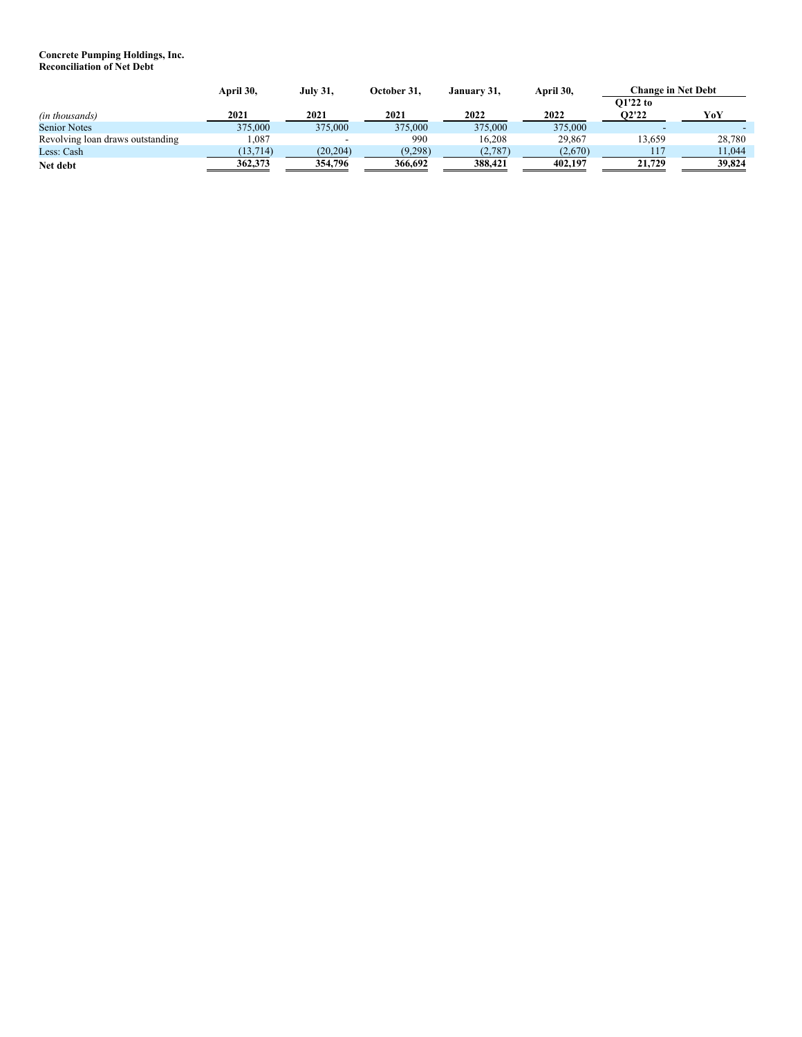**Concrete Pumping Holdings, Inc.**
**Reconciliation of Net Debt**

| *(in thousands)* | April 30, 2021 | July 31, 2021 | October 31, 2021 | January 31, 2022 | April 30, 2022 | Change in Net Debt Q1'22 to Q2'22 | Change in Net Debt YoY |
|---|---|---|---|---|---|---|---|
| Senior Notes | 375,000 | 375,000 | 375,000 | 375,000 | 375,000 | - | - |
| Revolving loan draws outstanding | 1,087 | - | 990 | 16,208 | 29,867 | 13,659 | 28,780 |
| Less: Cash | (13,714) | (20,204) | (9,298) | (2,787) | (2,670) | 117 | 11,044 |
| **Net debt** | **362,373** | **354,796** | **366,692** | **388,421** | **402,197** | **21,729** | **39,824** |